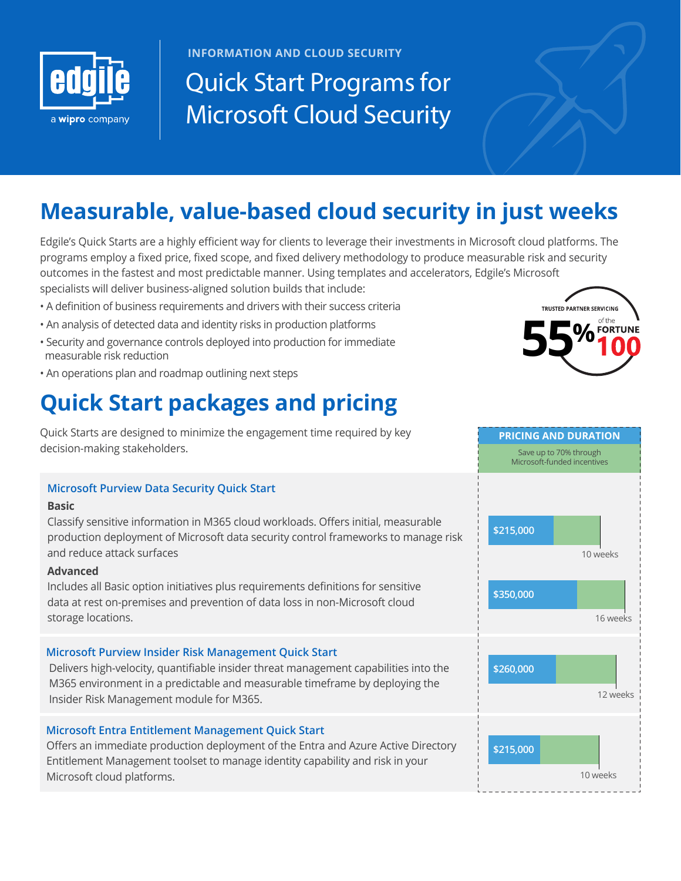edgile

a wipro company

INFORMATION AND CLOUD SECURITY

# Quick Start Programs for Microsoft Cloud Security

## Measurable, value-based cloud security in just weeks

Edgile's Quick Starts are a highly efficient way for clients to leverage their investments in Microsoft cloud platforms. The programs employ a fixed price, fixed scope, and fixed delivery methodology to produce measurable risk and security outcomes in the fastest and most predictable manner. Using templates and accelerators, Edgile's Microsoft specialists will deliver business-aligned solution builds that include:

- A definition of business requirements and drivers with their success criteria
- An analysis of detected data and identity risks in production platforms
- Security and governance controls deployed into production for immediate measurable risk reduction
- An operations plan and roadmap outlining next steps

TRUSTED PARTNER SERVICING 55% of the FORTUNE 100

## Quick Start packages and pricing

Quick Starts are designed to minimize the engagement time required by key decision-making stakeholders.

**PRICING AND DURATION**

Save up to 70% through Microsoft-funded incentives

### Microsoft Purview Data Security Quick Start

**Basic**

Classify sensitive information in M365 cloud workloads. Offers initial, measurable production deployment of Microsoft data security control frameworks to manage risk and reduce attack surfaces

$215,000 — 10 weeks

**Advanced**

Includes all Basic option initiatives plus requirements definitions for sensitive data at rest on-premises and prevention of data loss in non-Microsoft cloud storage locations.

$350,000 — 16 weeks

### Microsoft Purview Insider Risk Management Quick Start

Delivers high-velocity, quantifiable insider threat management capabilities into the M365 environment in a predictable and measurable timeframe by deploying the Insider Risk Management module for M365.

$260,000 — 12 weeks

### Microsoft Entra Entitlement Management Quick Start

Offers an immediate production deployment of the Entra and Azure Active Directory Entitlement Management toolset to manage identity capability and risk in your Microsoft cloud platforms.

$215,000 — 10 weeks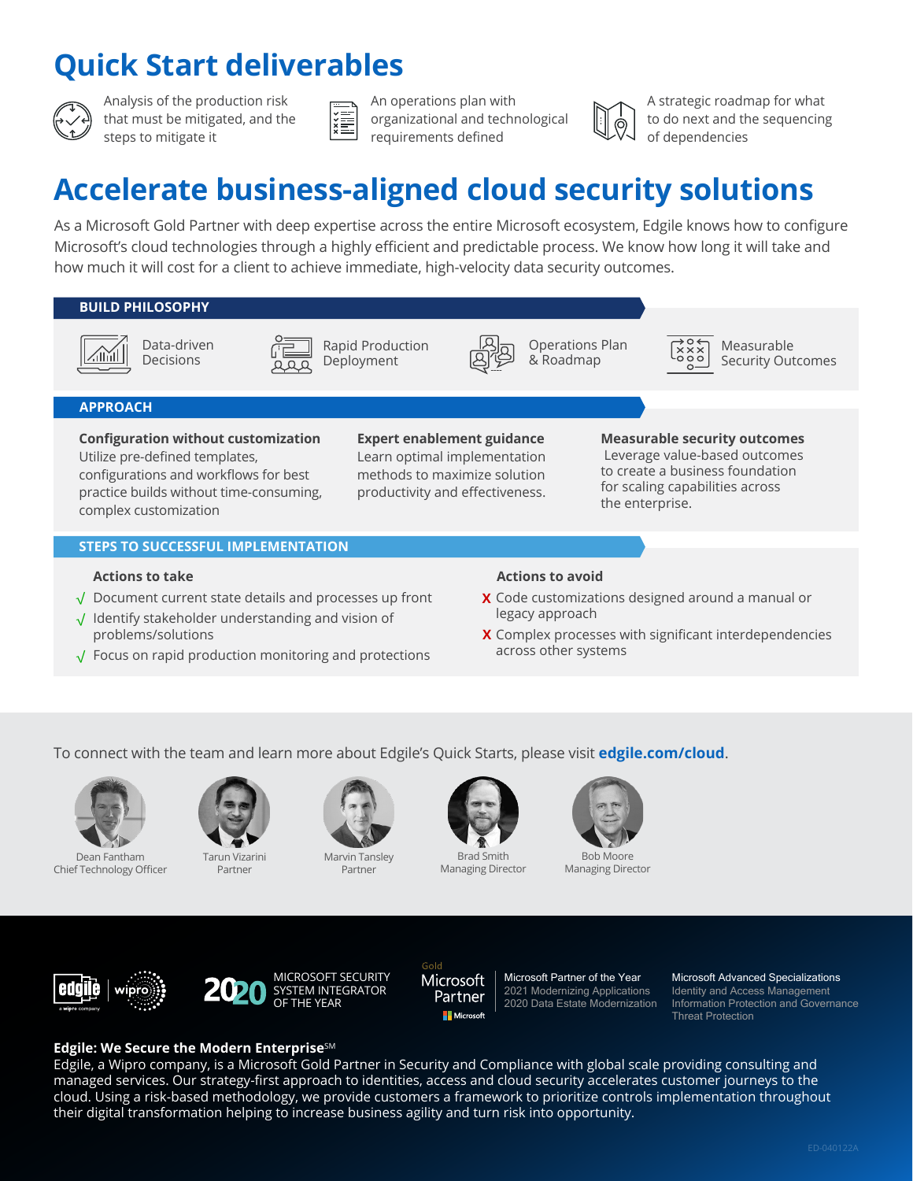# Quick Start deliverables

Analysis of the production risk that must be mitigated, and the steps to mitigate it

An operations plan with organizational and technological requirements defined

A strategic roadmap for what to do next and the sequencing of dependencies

# Accelerate business-aligned cloud security solutions

As a Microsoft Gold Partner with deep expertise across the entire Microsoft ecosystem, Edgile knows how to configure Microsoft's cloud technologies through a highly efficient and predictable process. We know how long it will take and how much it will cost for a client to achieve immediate, high-velocity data security outcomes.

## BUILD PHILOSOPHY

- Data-driven Decisions
- Rapid Production Deployment
- Operations Plan & Roadmap
- Measurable Security Outcomes

## APPROACH

**Configuration without customization**
Utilize pre-defined templates, configurations and workflows for best practice builds without time-consuming, complex customization

**Expert enablement guidance**
Learn optimal implementation methods to maximize solution productivity and effectiveness.

**Measurable security outcomes**
Leverage value-based outcomes to create a business foundation for scaling capabilities across the enterprise.

## STEPS TO SUCCESSFUL IMPLEMENTATION

**Actions to take**

- √ Document current state details and processes up front
- √ Identify stakeholder understanding and vision of problems/solutions
- √ Focus on rapid production monitoring and protections

**Actions to avoid**

- X Code customizations designed around a manual or legacy approach
- X Complex processes with significant interdependencies across other systems

To connect with the team and learn more about Edgile's Quick Starts, please visit **edgile.com/cloud**.

Dean Fantham
Chief Technology Officer

Tarun Vizarini
Partner

Marvin Tansley
Partner

Brad Smith
Managing Director

Bob Moore
Managing Director

edgile a wipro company | wipro

2020 MICROSOFT SECURITY SYSTEM INTEGRATOR OF THE YEAR

Gold Microsoft Partner Microsoft

Microsoft Partner of the Year
2021 Modernizing Applications
2020 Data Estate Modernization

Microsoft Advanced Specializations
Identity and Access Management
Information Protection and Governance
Threat Protection

**Edgile: We Secure the Modern Enterprise**SM
Edgile, a Wipro company, is a Microsoft Gold Partner in Security and Compliance with global scale providing consulting and managed services. Our strategy-first approach to identities, access and cloud security accelerates customer journeys to the cloud. Using a risk-based methodology, we provide customers a framework to prioritize controls implementation throughout their digital transformation helping to increase business agility and turn risk into opportunity.

ED-040122A